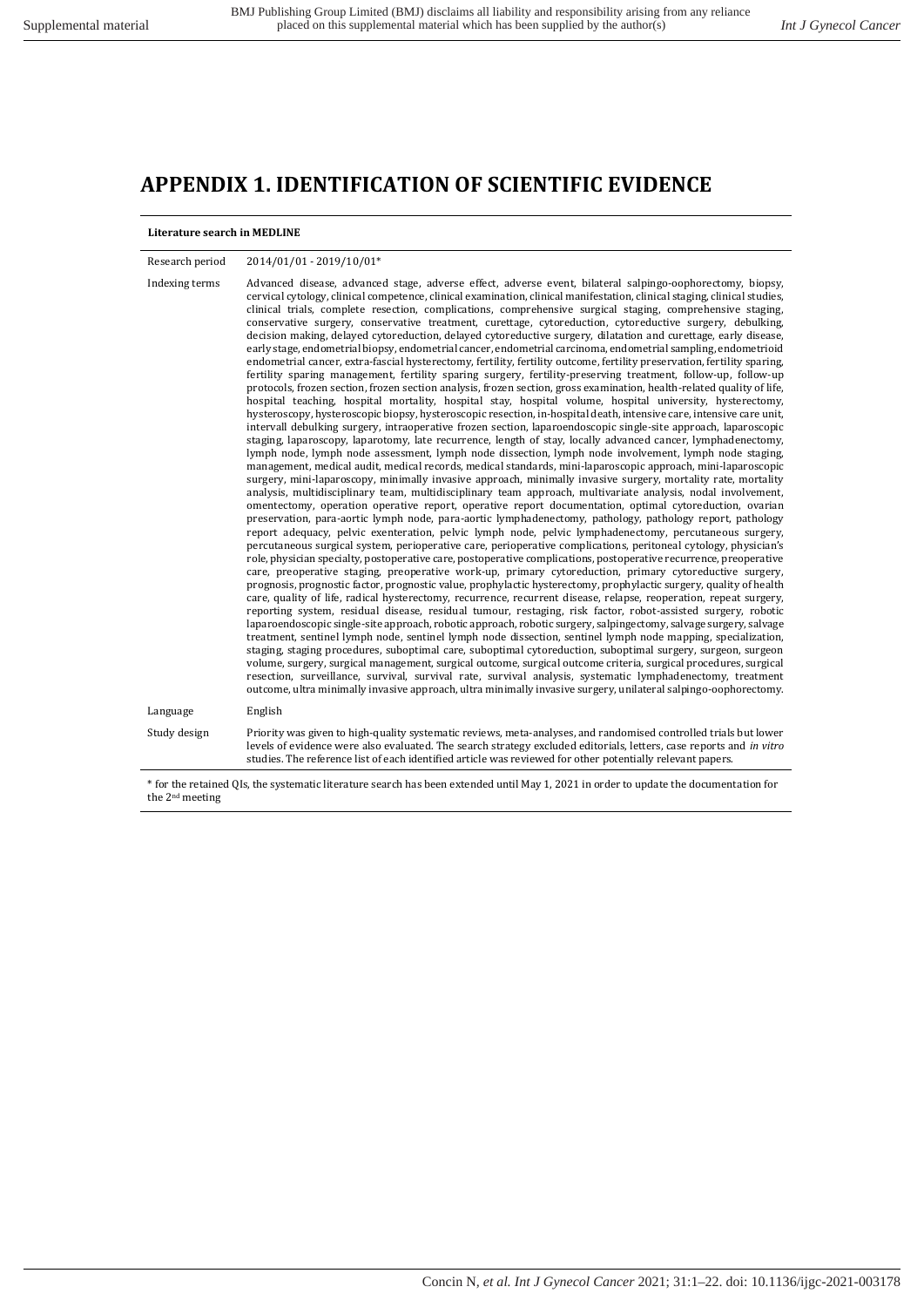# APPENDIX 1. IDENTIFICATION OF SCIENTIFIC EVIDENCE

**Literature search in MEDLINE**

| | |
|---|---|
| Research period | 2014/01/01 - 2019/10/01* |
| Indexing terms | Advanced disease, advanced stage, adverse effect, adverse event, bilateral salpingo-oophorectomy, biopsy, cervical cytology, clinical competence, clinical examination, clinical manifestation, clinical staging, clinical studies, clinical trials, complete resection, complications, comprehensive surgical staging, comprehensive staging, conservative surgery, conservative treatment, curettage, cytoreduction, cytoreductive surgery, debulking, decision making, delayed cytoreduction, delayed cytoreductive surgery, dilatation and curettage, early disease, early stage, endometrial biopsy, endometrial cancer, endometrial carcinoma, endometrial sampling, endometrioid endometrial cancer, extra-fascial hysterectomy, fertility, fertility outcome, fertility preservation, fertility sparing, fertility sparing management, fertility sparing surgery, fertility-preserving treatment, follow-up, follow-up protocols, frozen section, frozen section analysis, frozen section, gross examination, health-related quality of life, hospital mortality, hospital stay, hospital teaching, hospital volume, hospital university, hysterectomy, hysteroscopy, hysteroscopic biopsy, hysteroscopic resection, in-hospital death, intensive care, intensive care unit, intervall debulking surgery, intraoperative frozen section, laparoendoscopic single-site approach, laparoscopic staging, laparoscopy, laparotomy, late recurrence, length of stay, locally advanced cancer, lymphadenectomy, lymph node, lymph node assessment, lymph node dissection, lymph node involvement, lymph node staging, management, medical audit, medical records, medical standards, mini-laparoscopic approach, mini-laparoscopic surgery, mini-laparoscopy, minimally invasive approach, minimally invasive surgery, mortality rate, mortality analysis, multidisciplinary team, multidisciplinary team approach, multivariate analysis, nodal involvement, omentectomy, operation operative report, operative report documentation, optimal cytoreduction, ovarian preservation, para-aortic lymph node, para-aortic lymphadenectomy, pathology, pathology report, pathology report adequacy, pelvic exenteration, pelvic lymph node, pelvic lymphadenectomy, percutaneous surgery, percutaneous surgical system, perioperative care, perioperative complications, peritoneal cytology, physician's role, physician specialty, postoperative care, postoperative complications, postoperative recurrence, preoperative care, preoperative staging, preoperative work-up, primary cytoreduction, primary cytoreductive surgery, prognosis, prognostic factor, prognostic value, prophylactic hysterectomy, prophylactic surgery, quality of health care, quality of life, radical hysterectomy, recurrence, recurrent disease, relapse, reoperation, repeat surgery, reporting system, residual disease, residual tumour, restaging, risk factor, robot-assisted surgery, robotic laparoendoscopic single-site approach, robotic approach, robotic surgery, salpingectomy, salvage surgery, salvage treatment, sentinel lymph node, sentinel lymph node dissection, sentinel lymph node mapping, specialization, staging, staging procedures, suboptimal care, suboptimal cytoreduction, suboptimal surgery, surgeon, surgeon volume, surgery, surgical management, surgical outcome, surgical outcome criteria, surgical procedures, surgical resection, surveillance, survival, survival rate, survival analysis, systematic lymphadenectomy, treatment outcome, ultra minimally invasive approach, ultra minimally invasive surgery, unilateral salpingo-oophorectomy. |
| Language | English |
| Study design | Priority was given to high-quality systematic reviews, meta-analyses, and randomised controlled trials but lower levels of evidence were also evaluated. The search strategy excluded editorials, letters, case reports and *in vitro* studies. The reference list of each identified article was reviewed for other potentially relevant papers. |

\* for the retained QIs, the systematic literature search has been extended until May 1, 2021 in order to update the documentation for the 2nd meeting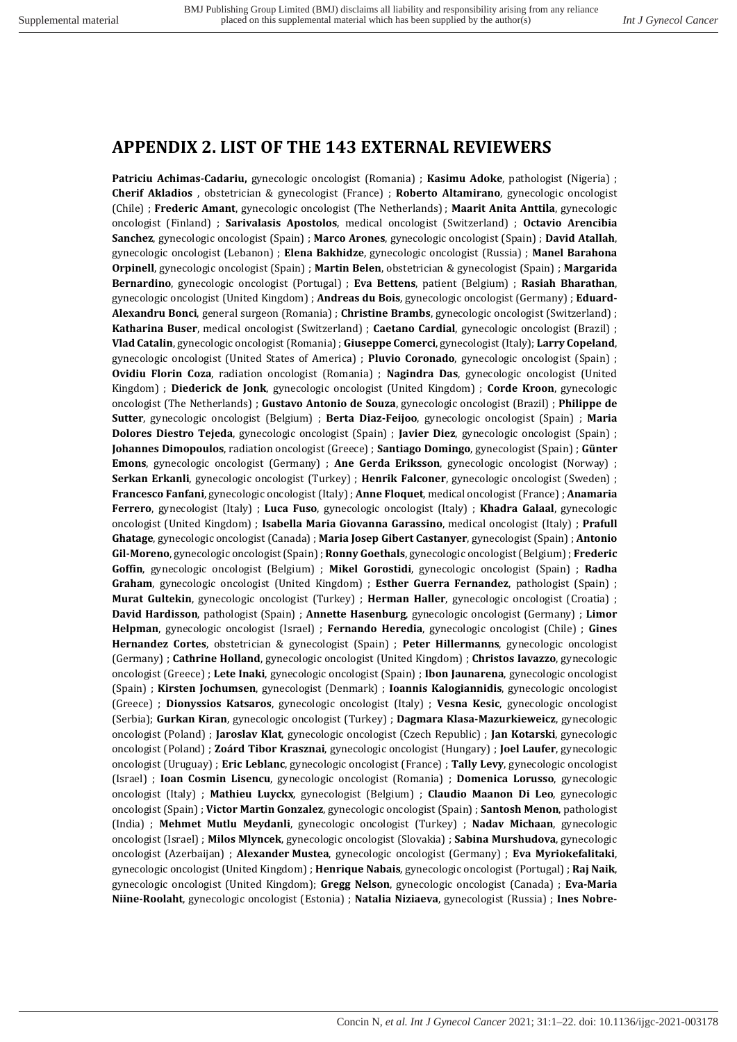## APPENDIX 2. LIST OF THE 143 EXTERNAL REVIEWERS

**Patriciu Achimas-Cadariu,** gynecologic oncologist (Romania) ; **Kasimu Adoke**, pathologist (Nigeria) ; **Cherif Akladios** , obstetrician & gynecologist (France) ; **Roberto Altamirano**, gynecologic oncologist (Chile) ; **Frederic Amant**, gynecologic oncologist (The Netherlands) ; **Maarit Anita Anttila**, gynecologic oncologist (Finland) ; **Sarivalasis Apostolos**, medical oncologist (Switzerland) ; **Octavio Arencibia Sanchez**, gynecologic oncologist (Spain) ; **Marco Arones**, gynecologic oncologist (Spain) ; **David Atallah**, gynecologic oncologist (Lebanon) ; **Elena Bakhidze**, gynecologic oncologist (Russia) ; **Manel Barahona Orpinell**, gynecologic oncologist (Spain) ; **Martin Belen**, obstetrician & gynecologist (Spain) ; **Margarida Bernardino**, gynecologic oncologist (Portugal) ; **Eva Bettens**, patient (Belgium) ; **Rasiah Bharathan**, gynecologic oncologist (United Kingdom) ; **Andreas du Bois**, gynecologic oncologist (Germany) ; **Eduard-Alexandru Bonci**, general surgeon (Romania) ; **Christine Brambs**, gynecologic oncologist (Switzerland) ; **Katharina Buser**, medical oncologist (Switzerland) ; **Caetano Cardial**, gynecologic oncologist (Brazil) ; **Vlad Catalin**, gynecologic oncologist (Romania) ; **Giuseppe Comerci**, gynecologist (Italy); **Larry Copeland**, gynecologic oncologist (United States of America) ; **Pluvio Coronado**, gynecologic oncologist (Spain) ; **Ovidiu Florin Coza**, radiation oncologist (Romania) ; **Nagindra Das**, gynecologic oncologist (United Kingdom) ; **Diederick de Jonk**, gynecologic oncologist (United Kingdom) ; **Corde Kroon**, gynecologic oncologist (The Netherlands) ; **Gustavo Antonio de Souza**, gynecologic oncologist (Brazil) ; **Philippe de Sutter**, gynecologic oncologist (Belgium) ; **Berta Diaz-Feijoo**, gynecologic oncologist (Spain) ; **Maria Dolores Diestro Tejeda**, gynecologic oncologist (Spain) ; **Javier Diez**, gynecologic oncologist (Spain) ; **Johannes Dimopoulos**, radiation oncologist (Greece) ; **Santiago Domingo**, gynecologist (Spain) ; **Günter Emons**, gynecologic oncologist (Germany) ; **Ane Gerda Eriksson**, gynecologic oncologist (Norway) ; **Serkan Erkanli**, gynecologic oncologist (Turkey) ; **Henrik Falconer**, gynecologic oncologist (Sweden) ; **Francesco Fanfani**, gynecologic oncologist (Italy) ; **Anne Floquet**, medical oncologist (France) ; **Anamaria Ferrero**, gynecologist (Italy) ; **Luca Fuso**, gynecologic oncologist (Italy) ; **Khadra Galaal**, gynecologic oncologist (United Kingdom) ; **Isabella Maria Giovanna Garassino**, medical oncologist (Italy) ; **Prafull Ghatage**, gynecologic oncologist (Canada) ; **Maria Josep Gibert Castanyer**, gynecologist (Spain) ; **Antonio Gil-Moreno**, gynecologic oncologist (Spain) ; **Ronny Goethals**, gynecologic oncologist (Belgium) ; **Frederic Goffin**, gynecologic oncologist (Belgium) ; **Mikel Gorostidi**, gynecologic oncologist (Spain) ; **Radha Graham**, gynecologic oncologist (United Kingdom) ; **Esther Guerra Fernandez**, pathologist (Spain) ; **Murat Gultekin**, gynecologic oncologist (Turkey) ; **Herman Haller**, gynecologic oncologist (Croatia) ; **David Hardisson**, pathologist (Spain) ; **Annette Hasenburg**, gynecologic oncologist (Germany) ; **Limor Helpman**, gynecologic oncologist (Israel) ; **Fernando Heredia**, gynecologic oncologist (Chile) ; **Gines Hernandez Cortes**, obstetrician & gynecologist (Spain) ; **Peter Hillermanns**, gynecologic oncologist (Germany) ; **Cathrine Holland**, gynecologic oncologist (United Kingdom) ; **Christos Iavazzo**, gynecologic oncologist (Greece) ; **Lete Inaki**, gynecologic oncologist (Spain) ; **Ibon Jaunarena**, gynecologic oncologist (Spain) ; **Kirsten Jochumsen**, gynecologist (Denmark) ; **Ioannis Kalogiannidis**, gynecologic oncologist (Greece) ; **Dionyssios Katsaros**, gynecologic oncologist (Italy) ; **Vesna Kesic**, gynecologic oncologist (Serbia); **Gurkan Kiran**, gynecologic oncologist (Turkey) ; **Dagmara Klasa-Mazurkieweicz**, gynecologic oncologist (Poland) ; **Jaroslav Klat**, gynecologic oncologist (Czech Republic) ; **Jan Kotarski**, gynecologic oncologist (Poland) ; **Zoárd Tibor Krasznai**, gynecologic oncologist (Hungary) ; **Joel Laufer**, gynecologic oncologist (Uruguay) ; **Eric Leblanc**, gynecologic oncologist (France) ; **Tally Levy**, gynecologic oncologist (Israel) ; **Ioan Cosmin Lisencu**, gynecologic oncologist (Romania) ; **Domenica Lorusso**, gynecologic oncologist (Italy) ; **Mathieu Luyckx**, gynecologist (Belgium) ; **Claudio Maanon Di Leo**, gynecologic oncologist (Spain) ; **Victor Martin Gonzalez**, gynecologic oncologist (Spain) ; **Santosh Menon**, pathologist (India) ; **Mehmet Mutlu Meydanli**, gynecologic oncologist (Turkey) ; **Nadav Michaan**, gynecologic oncologist (Israel) ; **Milos Mlyncek**, gynecologic oncologist (Slovakia) ; **Sabina Murshudova**, gynecologic oncologist (Azerbaijan) ; **Alexander Mustea**, gynecologic oncologist (Germany) ; **Eva Myriokefalitaki**, gynecologic oncologist (United Kingdom) ; **Henrique Nabais**, gynecologic oncologist (Portugal) ; **Raj Naik**, gynecologic oncologist (United Kingdom); **Gregg Nelson**, gynecologic oncologist (Canada) ; **Eva-Maria Niine-Roolaht**, gynecologic oncologist (Estonia) ; **Natalia Niziaeva**, gynecologist (Russia) ; **Ines Nobre-**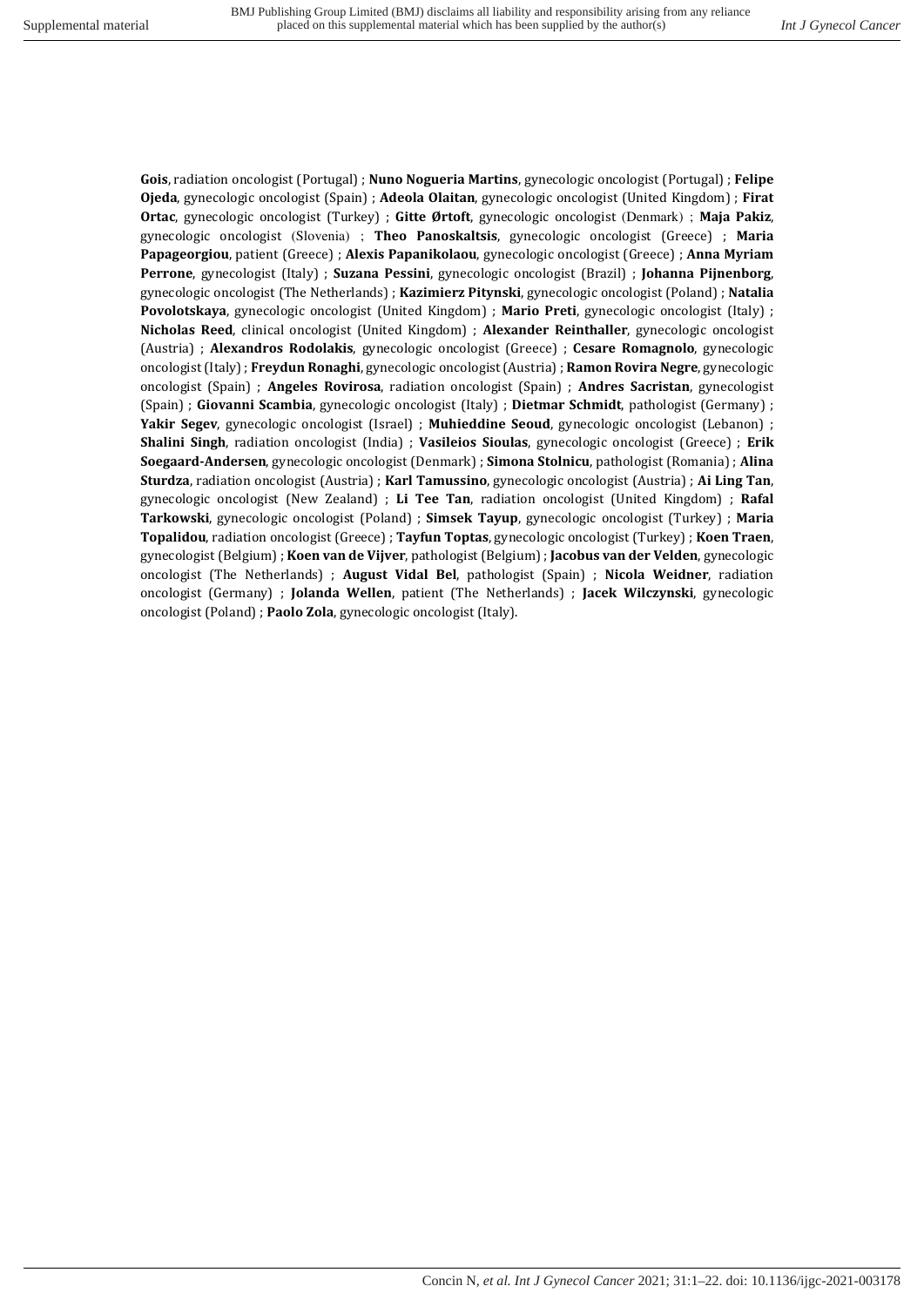**Gois**, radiation oncologist (Portugal) ; **Nuno Nogueria Martins**, gynecologic oncologist (Portugal) ; **Felipe Ojeda**, gynecologic oncologist (Spain) ; **Adeola Olaitan**, gynecologic oncologist (United Kingdom) ; **Firat Ortac**, gynecologic oncologist (Turkey) ; **Gitte Ørtoft**, gynecologic oncologist (Denmark) ; **Maja Pakiz**, gynecologic oncologist (Slovenia) ; **Theo Panoskaltsis**, gynecologic oncologist (Greece) ; **Maria Papageorgiou**, patient (Greece) ; **Alexis Papanikolaou**, gynecologic oncologist (Greece) ; **Anna Myriam Perrone**, gynecologist (Italy) ; **Suzana Pessini**, gynecologic oncologist (Brazil) ; **Johanna Pijnenborg**, gynecologic oncologist (The Netherlands) ; **Kazimierz Pitynski**, gynecologic oncologist (Poland) ; **Natalia Povolotskaya**, gynecologic oncologist (United Kingdom) ; **Mario Preti**, gynecologic oncologist (Italy) ; **Nicholas Reed**, clinical oncologist (United Kingdom) ; **Alexander Reinthaller**, gynecologic oncologist (Austria) ; **Alexandros Rodolakis**, gynecologic oncologist (Greece) ; **Cesare Romagnolo**, gynecologic oncologist (Italy) ; **Freydun Ronaghi**, gynecologic oncologist (Austria) ; **Ramon Rovira Negre**, gynecologic oncologist (Spain) ; **Angeles Rovirosa**, radiation oncologist (Spain) ; **Andres Sacristan**, gynecologist (Spain) ; **Giovanni Scambia**, gynecologic oncologist (Italy) ; **Dietmar Schmidt**, pathologist (Germany) ; **Yakir Segev**, gynecologic oncologist (Israel) ; **Muhieddine Seoud**, gynecologic oncologist (Lebanon) ; **Shalini Singh**, radiation oncologist (India) ; **Vasileios Sioulas**, gynecologic oncologist (Greece) ; **Erik Soegaard-Andersen**, gynecologic oncologist (Denmark) ; **Simona Stolnicu**, pathologist (Romania) ; **Alina Sturdza**, radiation oncologist (Austria) ; **Karl Tamussino**, gynecologic oncologist (Austria) ; **Ai Ling Tan**, gynecologic oncologist (New Zealand) ; **Li Tee Tan**, radiation oncologist (United Kingdom) ; **Rafal Tarkowski**, gynecologic oncologist (Poland) ; **Simsek Tayup**, gynecologic oncologist (Turkey) ; **Maria Topalidou**, radiation oncologist (Greece) ; **Tayfun Toptas**, gynecologic oncologist (Turkey) ; **Koen Traen**, gynecologist (Belgium) ; **Koen van de Vijver**, pathologist (Belgium) ; **Jacobus van der Velden**, gynecologic oncologist (The Netherlands) ; **August Vidal Bel**, pathologist (Spain) ; **Nicola Weidner**, radiation oncologist (Germany) ; **Jolanda Wellen**, patient (The Netherlands) ; **Jacek Wilczynski**, gynecologic oncologist (Poland) ; **Paolo Zola**, gynecologic oncologist (Italy).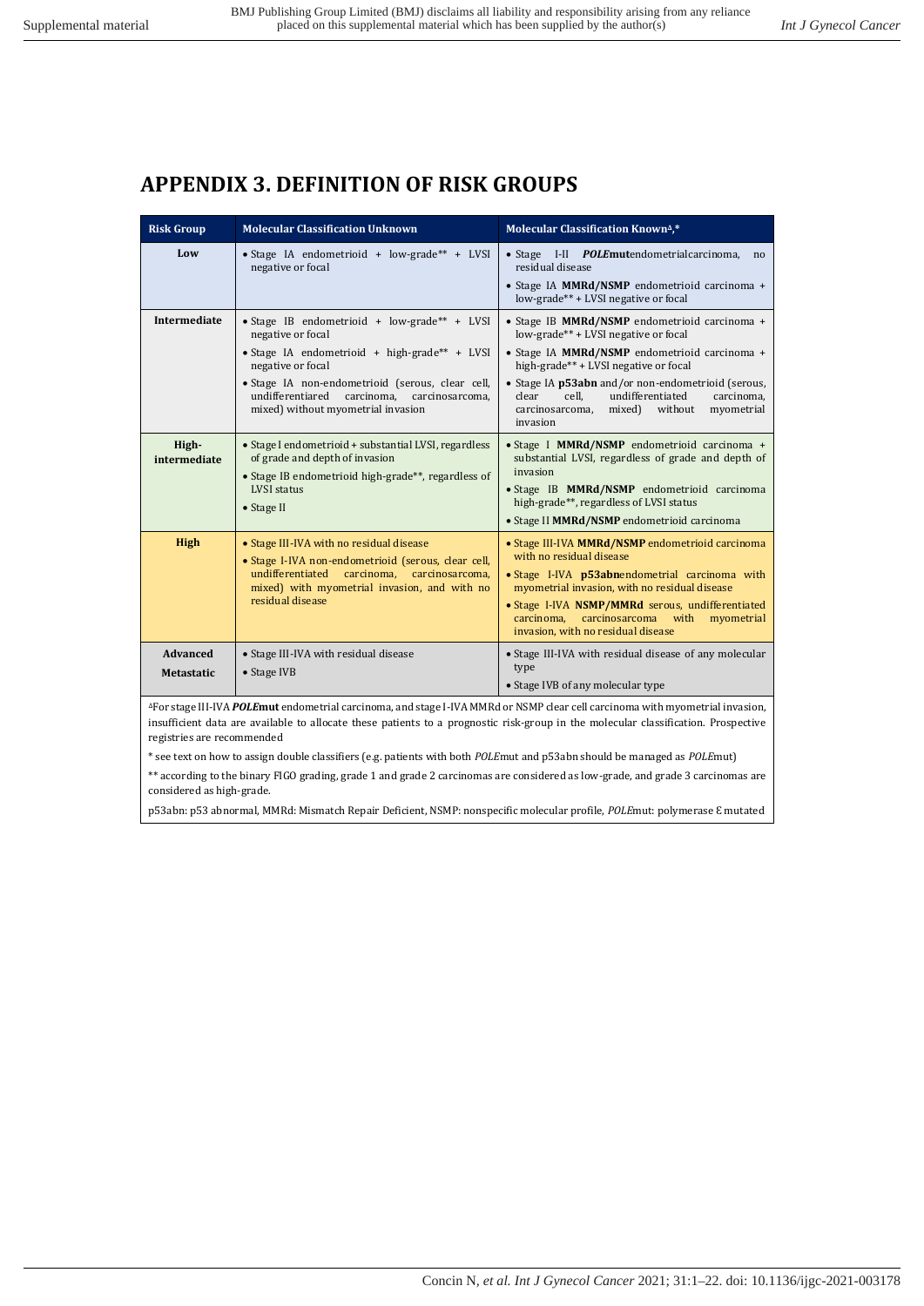# APPENDIX 3. DEFINITION OF RISK GROUPS

| Risk Group | Molecular Classification Unknown | Molecular Classification Known[Δ],* |
|---|---|---|
| **Low** | • Stage IA endometrioid + low-grade** + LVSI negative or focal | • Stage I-II ***POLE*mut**endometrialcarcinoma, no residual disease<br>• Stage IA **MMRd/NSMP** endometrioid carcinoma + low-grade** + LVSI negative or focal |
| **Intermediate** | • Stage IB endometrioid + low-grade** + LVSI negative or focal<br>• Stage IA endometrioid + high-grade** + LVSI negative or focal<br>• Stage IA non-endometrioid (serous, clear cell, undifferentiared carcinoma, carcinosarcoma, mixed) without myometrial invasion | • Stage IB **MMRd/NSMP** endometrioid carcinoma + low-grade** + LVSI negative or focal<br>• Stage IA **MMRd/NSMP** endometrioid carcinoma + high-grade** + LVSI negative or focal<br>• Stage IA **p53abn** and/or non-endometrioid (serous, clear cell, undifferentiated carcinoma, carcinosarcoma, mixed) without myometrial invasion |
| **High-intermediate** | • Stage I endometrioid + substantial LVSI, regardless of grade and depth of invasion<br>• Stage IB endometrioid high-grade**, regardless of LVSI status<br>• Stage II | • Stage I **MMRd/NSMP** endometrioid carcinoma + substantial LVSI, regardless of grade and depth of invasion<br>• Stage IB **MMRd/NSMP** endometrioid carcinoma high-grade**, regardless of LVSI status<br>• Stage II **MMRd/NSMP** endometrioid carcinoma |
| **High** | • Stage III-IVA with no residual disease<br>• Stage I-IVA non-endometrioid (serous, clear cell, undifferentiated carcinoma, carcinosarcoma, mixed) with myometrial invasion, and with no residual disease | • Stage III-IVA **MMRd/NSMP** endometrioid carcinoma with no residual disease<br>• Stage I-IVA **p53abn**endometrial carcinoma with myometrial invasion, with no residual disease<br>• Stage I-IVA **NSMP/MMRd** serous, undifferentiated carcinoma, carcinosarcoma with myometrial invasion, with no residual disease |
| **Advanced Metastatic** | • Stage III-IVA with residual disease<br>• Stage IVB | • Stage III-IVA with residual disease of any molecular type<br>• Stage IVB of any molecular type |

[Δ]For stage III-IVA ***POLE*mut** endometrial carcinoma, and stage I-IVA MMRd or NSMP clear cell carcinoma with myometrial invasion, insufficient data are available to allocate these patients to a prognostic risk-group in the molecular classification. Prospective registries are recommended

\* see text on how to assign double classifiers (e.g. patients with both *POLE*mut and p53abn should be managed as *POLE*mut)

** according to the binary FIGO grading, grade 1 and grade 2 carcinomas are considered as low-grade, and grade 3 carcinomas are considered as high-grade.

p53abn: p53 abnormal, MMRd: Mismatch Repair Deficient, NSMP: nonspecific molecular profile, *POLE*mut: polymerase Ɛ mutated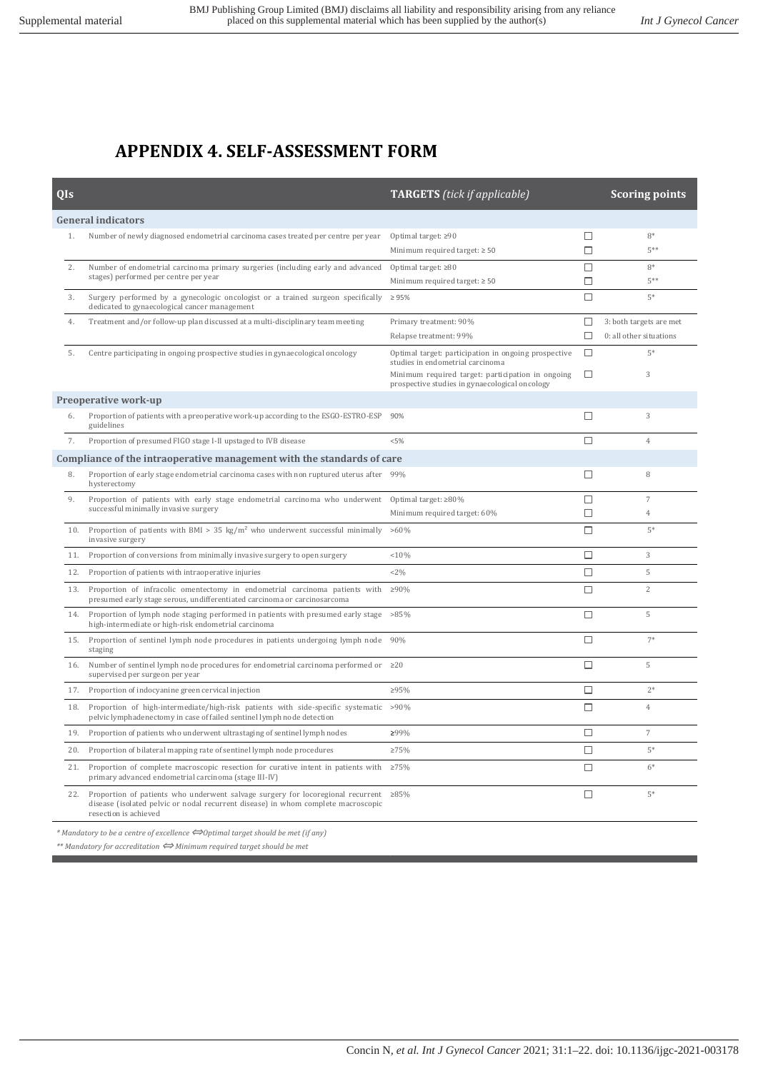# APPENDIX 4. SELF-ASSESSMENT FORM

| QIs | | TARGETS *(tick if applicable)* | | Scoring points |
|---|---|---|---|---|
| **General indicators** | | | | |
| 1. | Number of newly diagnosed endometrial carcinoma cases treated per centre per year | Optimal target: ≥90 | ☐ | 8* |
| | | Minimum required target: ≥ 50 | ☐ | 5** |
| 2. | Number of endometrial carcinoma primary surgeries (including early and advanced stages) performed per centre per year | Optimal target: ≥80 | ☐ | 8* |
| | | Minimum required target: ≥ 50 | ☐ | 5** |
| 3. | Surgery performed by a gynecologic oncologist or a trained surgeon specifically dedicated to gynaecological cancer management | ≥ 95% | ☐ | 5* |
| 4. | Treatment and/or follow-up plan discussed at a multi-disciplinary team meeting | Primary treatment: 90% | ☐ | 3: both targets are met |
| | | Relapse treatment: 99% | ☐ | 0: all other situations |
| 5. | Centre participating in ongoing prospective studies in gynaecological oncology | Optimal target: participation in ongoing prospective studies in endometrial carcinoma | ☐ | 5* |
| | | Minimum required target: participation in ongoing prospective studies in gynaecological oncology | ☐ | 3 |
| **Preoperative work-up** | | | | |
| 6. | Proportion of patients with a preoperative work-up according to the ESGO-ESTRO-ESP guidelines | 90% | ☐ | 3 |
| 7. | Proportion of presumed FIGO stage I-II upstaged to IVB disease | <5% | ☐ | 4 |
| **Compliance of the intraoperative management with the standards of care** | | | | |
| 8. | Proportion of early stage endometrial carcinoma cases with non ruptured uterus after hysterectomy | 99% | ☐ | 8 |
| 9. | Proportion of patients with early stage endometrial carcinoma who underwent successful minimally invasive surgery | Optimal target: ≥80% | ☐ | 7 |
| | | Minimum required target: 60% | ☐ | 4 |
| 10. | Proportion of patients with BMI > 35 kg/m² who underwent successful minimally invasive surgery | >60% | ☐ | 5* |
| 11. | Proportion of conversions from minimally invasive surgery to open surgery | <10% | ☐ | 3 |
| 12. | Proportion of patients with intraoperative injuries | <2% | ☐ | 5 |
| 13. | Proportion of infracolic omentectomy in endometrial carcinoma patients with presumed early stage serous, undifferentiated carcinoma or carcinosarcoma | ≥90% | ☐ | 2 |
| 14. | Proportion of lymph node staging performed in patients with presumed early stage high-intermediate or high-risk endometrial carcinoma | >85% | ☐ | 5 |
| 15. | Proportion of sentinel lymph node procedures in patients undergoing lymph node staging | 90% | ☐ | 7* |
| 16. | Number of sentinel lymph node procedures for endometrial carcinoma performed or supervised per surgeon per year | ≥20 | ☐ | 5 |
| 17. | Proportion of indocyanine green cervical injection | ≥95% | ☐ | 2* |
| 18. | Proportion of high-intermediate/high-risk patients with side-specific systematic pelvic lymphadenectomy in case of failed sentinel lymph node detection | >90% | ☐ | 4 |
| 19. | Proportion of patients who underwent ultrastaging of sentinel lymph nodes | ≥99% | ☐ | 7 |
| 20. | Proportion of bilateral mapping rate of sentinel lymph node procedures | ≥75% | ☐ | 5* |
| 21. | Proportion of complete macroscopic resection for curative intent in patients with primary advanced endometrial carcinoma (stage III-IV) | ≥75% | ☐ | 6* |
| 22. | Proportion of patients who underwent salvage surgery for locoregional recurrent disease (isolated pelvic or nodal recurrent disease) in whom complete macroscopic resection is achieved | ≥85% | ☐ | 5* |

*\* Mandatory to be a centre of excellence ⟺ Optimal target should be met (if any)*

*\*\* Mandatory for accreditation ⟺ Minimum required target should be met*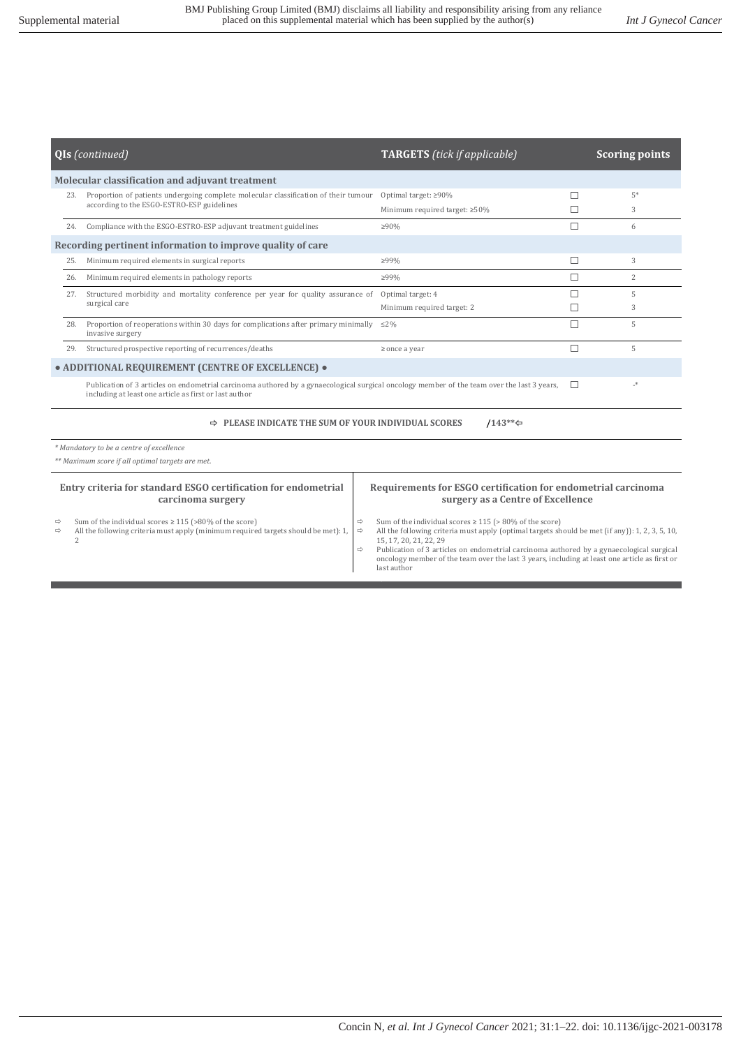| QIs *(continued)* | TARGETS *(tick if applicable)* | | Scoring points |
|---|---|---|---|
| **Molecular classification and adjuvant treatment** | | | |
| 23. Proportion of patients undergoing complete molecular classification of their tumour according to the ESGO-ESTRO-ESP guidelines | Optimal target: ≥90% | ☐ | 5* |
| | Minimum required target: ≥50% | ☐ | 3 |
| 24. Compliance with the ESGO-ESTRO-ESP adjuvant treatment guidelines | ≥90% | ☐ | 6 |
| **Recording pertinent information to improve quality of care** | | | |
| 25. Minimum required elements in surgical reports | ≥99% | ☐ | 3 |
| 26. Minimum required elements in pathology reports | ≥99% | ☐ | 2 |
| 27. Structured morbidity and mortality conference per year for quality assurance of surgical care | Optimal target: 4 | ☐ | 5 |
| | Minimum required target: 2 | ☐ | 3 |
| 28. Proportion of reoperations within 30 days for complications after primary minimally invasive surgery | ≤2% | ☐ | 5 |
| 29. Structured prospective reporting of recurrences/deaths | ≥ once a year | ☐ | 5 |
| **● ADDITIONAL REQUIREMENT (CENTRE OF EXCELLENCE) ●** | | | |
| Publication of 3 articles on endometrial carcinoma authored by a gynaecological surgical oncology member of the team over the last 3 years, including at least one article as first or last author | | ☐ | -* |

⇨ **PLEASE INDICATE THE SUM OF YOUR INDIVIDUAL SCORES /143**⇦**

*\* Mandatory to be a centre of excellence*

*\*\* Maximum score if all optimal targets are met.*

### Entry criteria for standard ESGO certification for endometrial carcinoma surgery

- ⇨ Sum of the individual scores ≥ 115 (>80% of the score)
- ⇨ All the following criteria must apply (minimum required targets should be met): 1, 2

### Requirements for ESGO certification for endometrial carcinoma surgery as a Centre of Excellence

- ⇨ Sum of the individual scores ≥ 115 (> 80% of the score)
- ⇨ All the following criteria must apply (optimal targets should be met (if any)): 1, 2, 3, 5, 10, 15, 17, 20, 21, 22, 29
- ⇨ Publication of 3 articles on endometrial carcinoma authored by a gynaecological surgical oncology member of the team over the last 3 years, including at least one article as first or last author